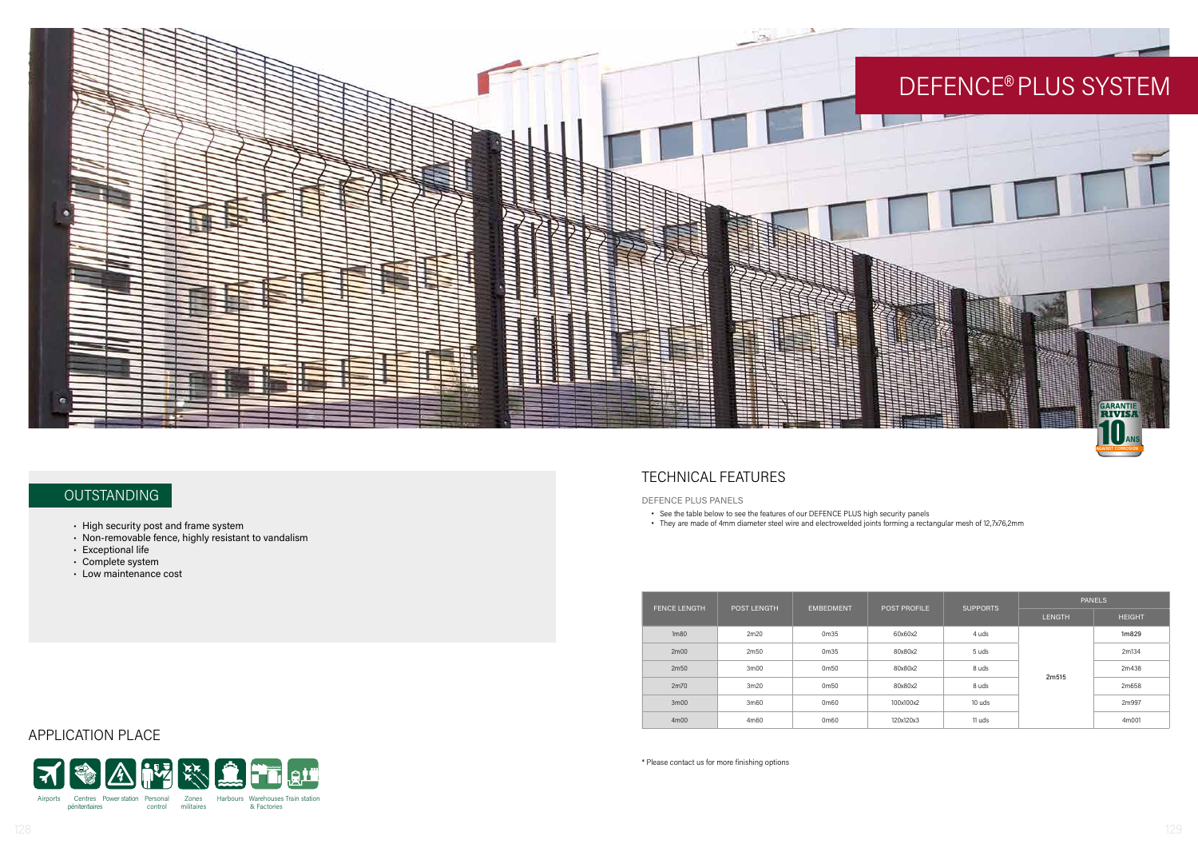# DEFENCE® PLUS SYSTEM

## OUTSTANDING

- High security post and frame system
- Non-removable fence, highly resistant to vandalism
- Exceptional life
- Complete system
- Low maintenance cost

## APPLICATION PLACE

Airports · Centres pénitentiaires · Power station · Personal control · Zones militaires · Harbours · Warehouses & Factories · Train station

## TECHNICAL FEATURES

DEFENCE PLUS PANELS

- See the table below to see the features of our DEFENCE PLUS high security panels
- They are made of 4mm diameter steel wire and electrowelded joints forming a rectangular mesh of 12,7x76,2mm

| FENCE LENGTH | POST LENGTH | EMBEDMENT | POST PROFILE | SUPPORTS | PANELS | |
|---|---|---|---|---|---|---|
| | | | | | LENGTH | HEIGHT |
| 1m80 | 2m20 | 0m35 | 60x60x2 | 4 uds | 2m515 | 1m829 |
| 2m00 | 2m50 | 0m35 | 80x80x2 | 5 uds | | 2m134 |
| 2m50 | 3m00 | 0m50 | 80x80x2 | 8 uds | | 2m438 |
| 2m70 | 3m20 | 0m50 | 80x80x2 | 8 uds | | 2m658 |
| 3m00 | 3m60 | 0m60 | 100x100x2 | 10 uds | | 2m997 |
| 4m00 | 4m60 | 0m60 | 120x120x3 | 11 uds | | 4m001 |

* Please contact us for more finishing options

GARANTIE RIVISA 10 ANS AGAINST CORROSION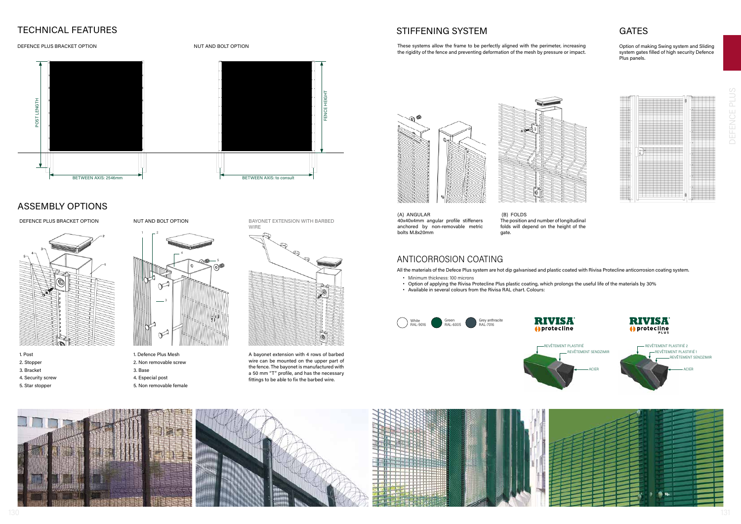## TECHNICAL FEATURES

DEFENCE PLUS BRACKET OPTION

NUT AND BOLT OPTION

POST LENGTH

FENCE HEIGHT

BETWEEN AXIS: 2546mm

BETWEEN AXIS: to consult

## ASSEMBLY OPTIONS

DEFENCE PLUS BRACKET OPTION

1. Post
2. Stopper
3. Bracket
4. Security screw
5. Star stopper

NUT AND BOLT OPTION

1. Defence Plus Mesh
2. Non removable screw
3. Base
4. Especial post
5. Non removable female

BAYONET EXTENSION WITH BARBED WIRE

A bayonet extension with 4 rows of barbed wire can be mounted on the upper part of the fence. The bayonet is manufactured with a 50 mm "T" profile, and has the necessary fittings to be able to fix the barbed wire.

## STIFFENING SYSTEM

These systems allow the frame to be perfectly aligned with the perimeter, increasing the rigidity of the fence and preventing deformation of the mesh by pressure or impact.

(A) ANGULAR
40x40x4mm angular profile stiffeners anchored by non-removable metric bolts M.8x20mm

(B) FOLDS
The position and number of longitudinal folds will depend on the height of the gate.

## GATES

Option of making Swing system and Sliding system gates filled of high security Defence Plus panels.

## ANTICORROSION COATING

All the materials of the Defece Plus system are hot dip galvanised and plastic coated with Rivisa Protecline anticorrosion coating system.

- Minimum thickness: 100 microns
- Option of applying the Rivisa Protecline Plus plastic coating, which prolongs the useful life of the materials by 30%
- Available in several colours from the Rivisa RAL chart. Colours:

White RAL-9016

Green RAL-6005

Grey anthracite RAL-7016

RIVISA protecline

REVÊTEMENT PLASTIFIÉ
REVÊTEMENT SENDZIMIR
ACIER

RIVISA protecline PLUS

REVÊTEMENT PLASTIFIÉ 2
REVÊTEMENT PLASTIFIÉ 1
REVÊTEMENT SENDZIMIR
ACIER